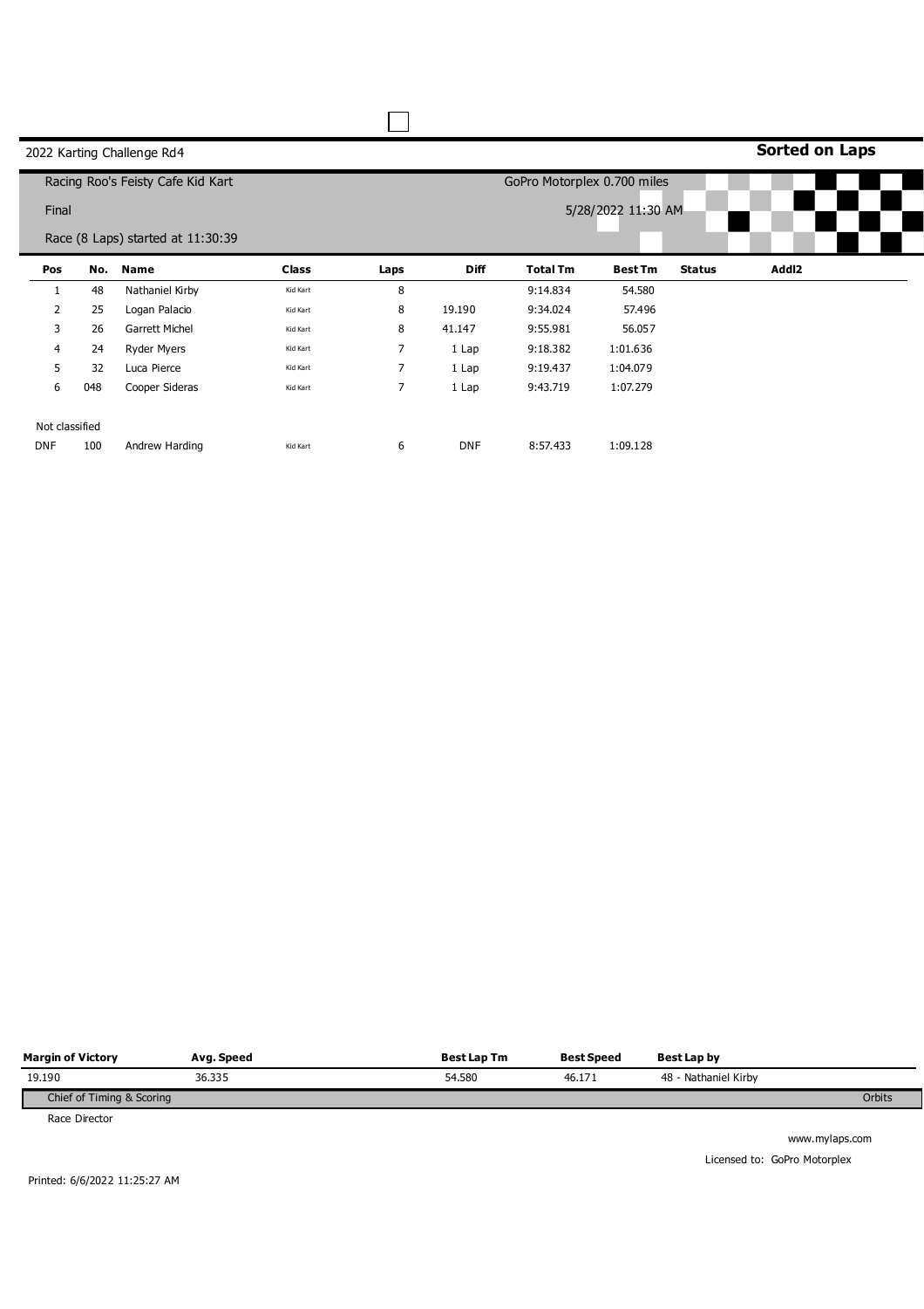2022 Karting Challenge Rd4

**Sorted on Laps**

Racing Roo's Feisty Cafe Kid Kart

GoPro Motorplex 0.700 miles

Final

5/28/2022 11:30 AM

Race (8 Laps) started at 11:30:39

| Pos | No. | Name | Class | Laps | Diff | Total Tm | Best Tm | Status | Addl2 |
|---|---|---|---|---|---|---|---|---|---|
| 1 | 48 | Nathaniel Kirby | Kid Kart | 8 | | 9:14.834 | 54.580 | | |
| 2 | 25 | Logan Palacio | Kid Kart | 8 | 19.190 | 9:34.024 | 57.496 | | |
| 3 | 26 | Garrett Michel | Kid Kart | 8 | 41.147 | 9:55.981 | 56.057 | | |
| 4 | 24 | Ryder Myers | Kid Kart | 7 | 1 Lap | 9:18.382 | 1:01.636 | | |
| 5 | 32 | Luca Pierce | Kid Kart | 7 | 1 Lap | 9:19.437 | 1:04.079 | | |
| 6 | 048 | Cooper Sideras | Kid Kart | 7 | 1 Lap | 9:43.719 | 1:07.279 | | |
| Not classified | | | | | | | | | |
| DNF | 100 | Andrew Harding | Kid Kart | 6 | DNF | 8:57.433 | 1:09.128 | | |

| Margin of Victory | Avg. Speed | Best Lap Tm | Best Speed | Best Lap by |
|---|---|---|---|---|
| 19.190 | 36.335 | 54.580 | 46.171 | 48 - Nathaniel Kirby |

Chief of Timing & Scoring

Orbits

Race Director

www.mylaps.com

Licensed to: GoPro Motorplex

Printed: 6/6/2022 11:25:27 AM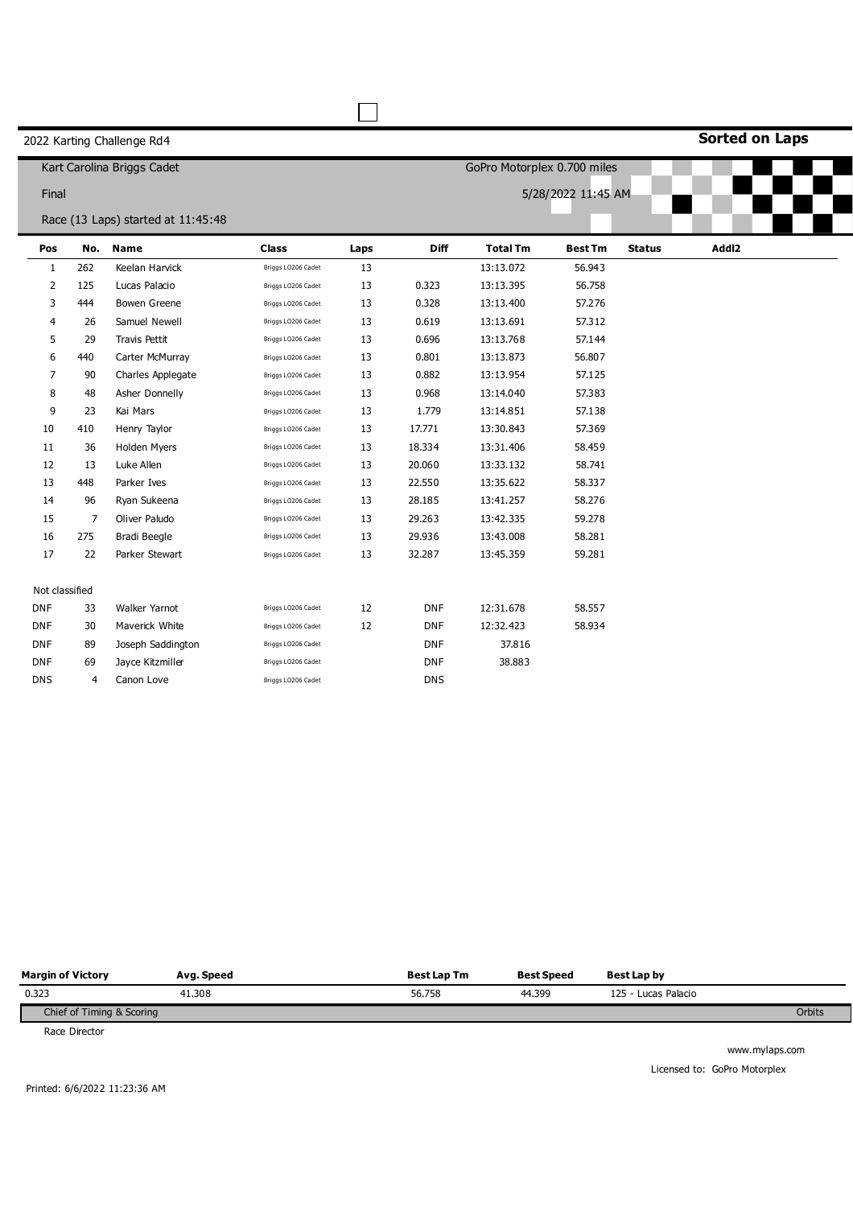2022 Karting Challenge Rd4

**Sorted on Laps**

Kart Carolina Briggs Cadet

GoPro Motorplex 0.700 miles

Final

5/28/2022 11:45 AM

Race (13 Laps) started at 11:45:48

| Pos | No. | Name | Class | Laps | Diff | Total Tm | Best Tm | Status | Addl2 |
|---|---|---|---|---|---|---|---|---|---|
| 1 | 262 | Keelan Harvick | Briggs LO206 Cadet | 13 | | 13:13.072 | 56.943 | | |
| 2 | 125 | Lucas Palacio | Briggs LO206 Cadet | 13 | 0.323 | 13:13.395 | 56.758 | | |
| 3 | 444 | Bowen Greene | Briggs LO206 Cadet | 13 | 0.328 | 13:13.400 | 57.276 | | |
| 4 | 26 | Samuel Newell | Briggs LO206 Cadet | 13 | 0.619 | 13:13.691 | 57.312 | | |
| 5 | 29 | Travis Pettit | Briggs LO206 Cadet | 13 | 0.696 | 13:13.768 | 57.144 | | |
| 6 | 440 | Carter McMurray | Briggs LO206 Cadet | 13 | 0.801 | 13:13.873 | 56.807 | | |
| 7 | 90 | Charles Applegate | Briggs LO206 Cadet | 13 | 0.882 | 13:13.954 | 57.125 | | |
| 8 | 48 | Asher Donnelly | Briggs LO206 Cadet | 13 | 0.968 | 13:14.040 | 57.383 | | |
| 9 | 23 | Kai Mars | Briggs LO206 Cadet | 13 | 1.779 | 13:14.851 | 57.138 | | |
| 10 | 410 | Henry Taylor | Briggs LO206 Cadet | 13 | 17.771 | 13:30.843 | 57.369 | | |
| 11 | 36 | Holden Myers | Briggs LO206 Cadet | 13 | 18.334 | 13:31.406 | 58.459 | | |
| 12 | 13 | Luke Allen | Briggs LO206 Cadet | 13 | 20.060 | 13:33.132 | 58.741 | | |
| 13 | 448 | Parker Ives | Briggs LO206 Cadet | 13 | 22.550 | 13:35.622 | 58.337 | | |
| 14 | 96 | Ryan Sukeena | Briggs LO206 Cadet | 13 | 28.185 | 13:41.257 | 58.276 | | |
| 15 | 7 | Oliver Paludo | Briggs LO206 Cadet | 13 | 29.263 | 13:42.335 | 59.278 | | |
| 16 | 275 | Bradi Beegle | Briggs LO206 Cadet | 13 | 29.936 | 13:43.008 | 58.281 | | |
| 17 | 22 | Parker Stewart | Briggs LO206 Cadet | 13 | 32.287 | 13:45.359 | 59.281 | | |
| Not classified | | | | | | | | | |
| DNF | 33 | Walker Yarnot | Briggs LO206 Cadet | 12 | DNF | 12:31.678 | 58.557 | | |
| DNF | 30 | Maverick White | Briggs LO206 Cadet | 12 | DNF | 12:32.423 | 58.934 | | |
| DNF | 89 | Joseph Saddington | Briggs LO206 Cadet | | DNF | 37.816 | | | |
| DNF | 69 | Jayce Kitzmiller | Briggs LO206 Cadet | | DNF | 38.883 | | | |
| DNS | 4 | Canon Love | Briggs LO206 Cadet | | DNS | | | | |

| Margin of Victory | Avg. Speed | Best Lap Tm | Best Speed | Best Lap by |
|---|---|---|---|---|
| 0.323 | 41.308 | 56.758 | 44.399 | 125 - Lucas Palacio |

Chief of Timing & Scoring

Orbits

Race Director

www.mylaps.com

Licensed to: GoPro Motorplex

Printed: 6/6/2022 11:23:36 AM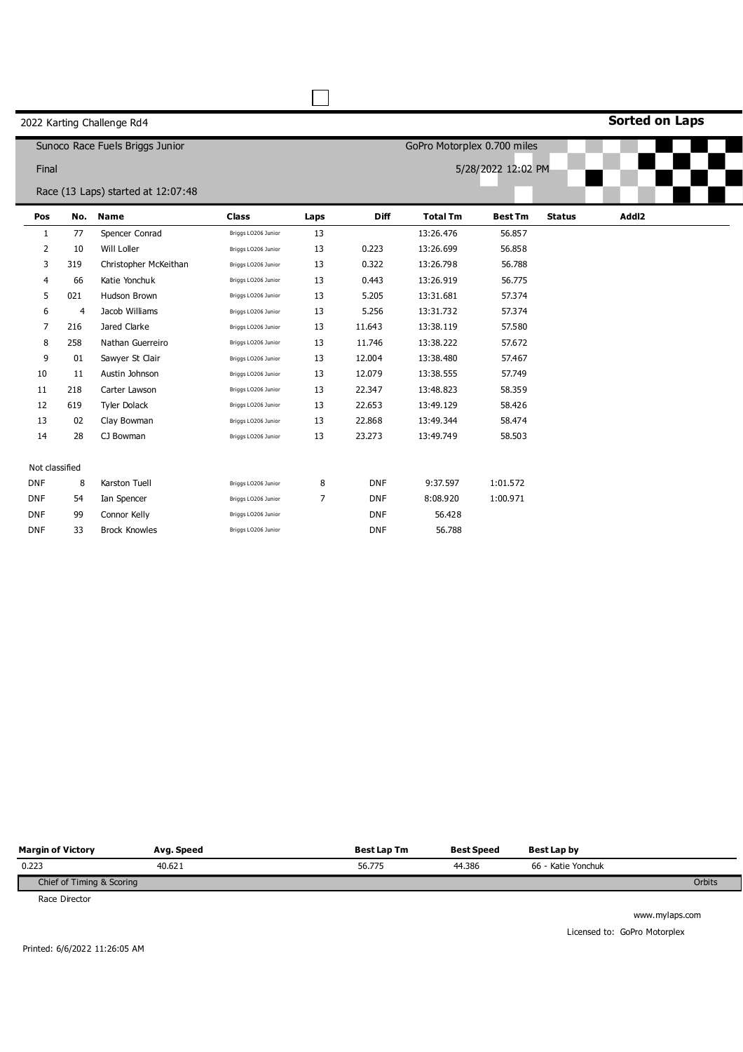2022 Karting Challenge Rd4

**Sorted on Laps**

Sunoco Race Fuels Briggs Junior

GoPro Motorplex 0.700 miles

Final

5/28/2022 12:02 PM

Race (13 Laps) started at 12:07:48

| Pos | No. | Name | Class | Laps | Diff | Total Tm | Best Tm | Status | Addl2 |
|---|---|---|---|---|---|---|---|---|---|
| 1 | 77 | Spencer Conrad | Briggs LO206 Junior | 13 | | 13:26.476 | 56.857 | | |
| 2 | 10 | Will Loller | Briggs LO206 Junior | 13 | 0.223 | 13:26.699 | 56.858 | | |
| 3 | 319 | Christopher McKeithan | Briggs LO206 Junior | 13 | 0.322 | 13:26.798 | 56.788 | | |
| 4 | 66 | Katie Yonchuk | Briggs LO206 Junior | 13 | 0.443 | 13:26.919 | 56.775 | | |
| 5 | 021 | Hudson Brown | Briggs LO206 Junior | 13 | 5.205 | 13:31.681 | 57.374 | | |
| 6 | 4 | Jacob Williams | Briggs LO206 Junior | 13 | 5.256 | 13:31.732 | 57.374 | | |
| 7 | 216 | Jared Clarke | Briggs LO206 Junior | 13 | 11.643 | 13:38.119 | 57.580 | | |
| 8 | 258 | Nathan Guerreiro | Briggs LO206 Junior | 13 | 11.746 | 13:38.222 | 57.672 | | |
| 9 | 01 | Sawyer St Clair | Briggs LO206 Junior | 13 | 12.004 | 13:38.480 | 57.467 | | |
| 10 | 11 | Austin Johnson | Briggs LO206 Junior | 13 | 12.079 | 13:38.555 | 57.749 | | |
| 11 | 218 | Carter Lawson | Briggs LO206 Junior | 13 | 22.347 | 13:48.823 | 58.359 | | |
| 12 | 619 | Tyler Dolack | Briggs LO206 Junior | 13 | 22.653 | 13:49.129 | 58.426 | | |
| 13 | 02 | Clay Bowman | Briggs LO206 Junior | 13 | 22.868 | 13:49.344 | 58.474 | | |
| 14 | 28 | CJ Bowman | Briggs LO206 Junior | 13 | 23.273 | 13:49.749 | 58.503 | | |
| Not classified | | | | | | | | | |
| DNF | 8 | Karston Tuell | Briggs LO206 Junior | 8 | DNF | 9:37.597 | 1:01.572 | | |
| DNF | 54 | Ian Spencer | Briggs LO206 Junior | 7 | DNF | 8:08.920 | 1:00.971 | | |
| DNF | 99 | Connor Kelly | Briggs LO206 Junior | | DNF | 56.428 | | | |
| DNF | 33 | Brock Knowles | Briggs LO206 Junior | | DNF | 56.788 | | | |

| Margin of Victory | Avg. Speed | Best Lap Tm | Best Speed | Best Lap by |
|---|---|---|---|---|
| 0.223 | 40.621 | 56.775 | 44.386 | 66 - Katie Yonchuk |

Chief of Timing & Scoring

Orbits

Race Director

www.mylaps.com

Licensed to: GoPro Motorplex

Printed: 6/6/2022 11:26:05 AM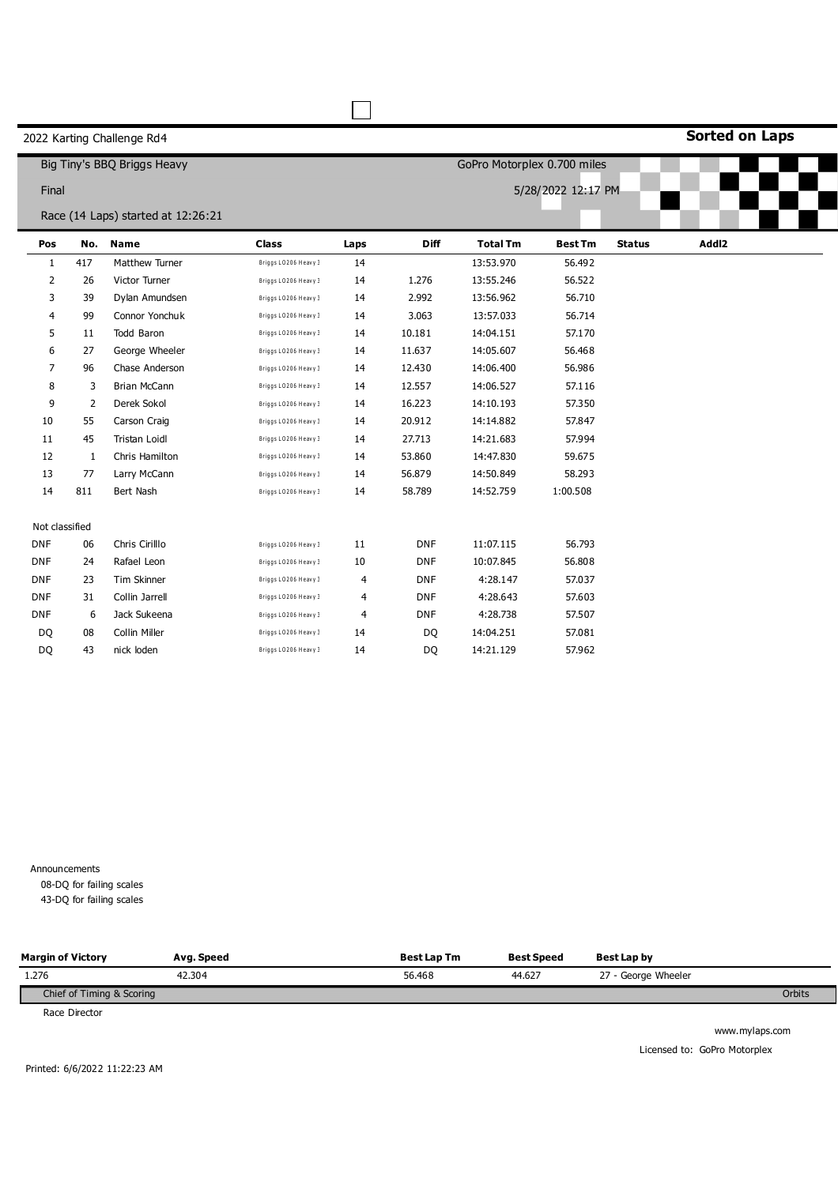2022 Karting Challenge Rd4

**Sorted on Laps**

Big Tiny's BBQ Briggs Heavy

GoPro Motorplex 0.700 miles

Final

5/28/2022 12:17 PM

Race (14 Laps) started at 12:26:21

| Pos | No. | Name | Class | Laps | Diff | Total Tm | Best Tm | Status | Addl2 |
|---|---|---|---|---|---|---|---|---|---|
| 1 | 417 | Matthew Turner | Briggs LO206 Heavy 3 | 14 | | 13:53.970 | 56.492 | | |
| 2 | 26 | Victor Turner | Briggs LO206 Heavy 3 | 14 | 1.276 | 13:55.246 | 56.522 | | |
| 3 | 39 | Dylan Amundsen | Briggs LO206 Heavy 3 | 14 | 2.992 | 13:56.962 | 56.710 | | |
| 4 | 99 | Connor Yonchuk | Briggs LO206 Heavy 3 | 14 | 3.063 | 13:57.033 | 56.714 | | |
| 5 | 11 | Todd Baron | Briggs LO206 Heavy 3 | 14 | 10.181 | 14:04.151 | 57.170 | | |
| 6 | 27 | George Wheeler | Briggs LO206 Heavy 3 | 14 | 11.637 | 14:05.607 | 56.468 | | |
| 7 | 96 | Chase Anderson | Briggs LO206 Heavy 3 | 14 | 12.430 | 14:06.400 | 56.986 | | |
| 8 | 3 | Brian McCann | Briggs LO206 Heavy 3 | 14 | 12.557 | 14:06.527 | 57.116 | | |
| 9 | 2 | Derek Sokol | Briggs LO206 Heavy 3 | 14 | 16.223 | 14:10.193 | 57.350 | | |
| 10 | 55 | Carson Craig | Briggs LO206 Heavy 3 | 14 | 20.912 | 14:14.882 | 57.847 | | |
| 11 | 45 | Tristan Loidl | Briggs LO206 Heavy 3 | 14 | 27.713 | 14:21.683 | 57.994 | | |
| 12 | 1 | Chris Hamilton | Briggs LO206 Heavy 3 | 14 | 53.860 | 14:47.830 | 59.675 | | |
| 13 | 77 | Larry McCann | Briggs LO206 Heavy 3 | 14 | 56.879 | 14:50.849 | 58.293 | | |
| 14 | 811 | Bert Nash | Briggs LO206 Heavy 3 | 14 | 58.789 | 14:52.759 | 1:00.508 | | |
| Not classified | | | | | | | | | |
| DNF | 06 | Chris Cirillo | Briggs LO206 Heavy 3 | 11 | DNF | 11:07.115 | 56.793 | | |
| DNF | 24 | Rafael Leon | Briggs LO206 Heavy 3 | 10 | DNF | 10:07.845 | 56.808 | | |
| DNF | 23 | Tim Skinner | Briggs LO206 Heavy 3 | 4 | DNF | 4:28.147 | 57.037 | | |
| DNF | 31 | Collin Jarrell | Briggs LO206 Heavy 3 | 4 | DNF | 4:28.643 | 57.603 | | |
| DNF | 6 | Jack Sukeena | Briggs LO206 Heavy 3 | 4 | DNF | 4:28.738 | 57.507 | | |
| DQ | 08 | Collin Miller | Briggs LO206 Heavy 3 | 14 | DQ | 14:04.251 | 57.081 | | |
| DQ | 43 | nick loden | Briggs LO206 Heavy 3 | 14 | DQ | 14:21.129 | 57.962 | | |

Announcements

08-DQ for failing scales

43-DQ for failing scales

| Margin of Victory | Avg. Speed | Best Lap Tm | Best Speed | Best Lap by |
|---|---|---|---|---|
| 1.276 | 42.304 | 56.468 | 44.627 | 27 - George Wheeler |

Chief of Timing & Scoring

Orbits

Race Director

www.mylaps.com

Licensed to: GoPro Motorplex

Printed: 6/6/2022 11:22:23 AM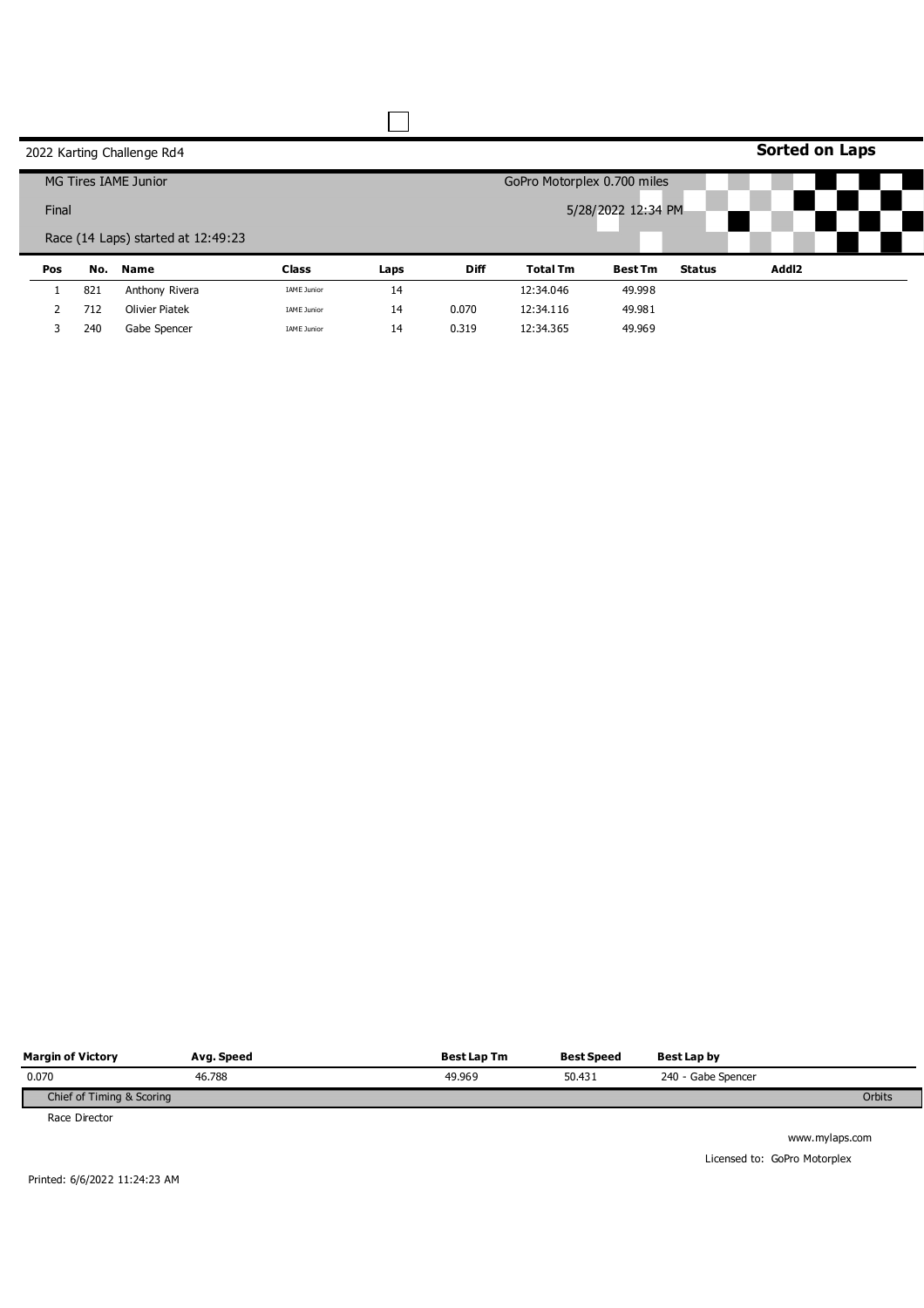2022 Karting Challenge Rd4

**Sorted on Laps**

MG Tires IAME Junior

GoPro Motorplex 0.700 miles

Final

5/28/2022 12:34 PM

Race (14 Laps) started at 12:49:23

| Pos | No. | Name | Class | Laps | Diff | Total Tm | Best Tm | Status | Addl2 |
|---|---|---|---|---|---|---|---|---|---|
| 1 | 821 | Anthony Rivera | IAME Junior | 14 | | 12:34.046 | 49.998 | | |
| 2 | 712 | Olivier Piatek | IAME Junior | 14 | 0.070 | 12:34.116 | 49.981 | | |
| 3 | 240 | Gabe Spencer | IAME Junior | 14 | 0.319 | 12:34.365 | 49.969 | | |

| Margin of Victory | Avg. Speed | Best Lap Tm | Best Speed | Best Lap by |
|---|---|---|---|---|
| 0.070 | 46.788 | 49.969 | 50.431 | 240 - Gabe Spencer |

Chief of Timing & Scoring

Orbits

Race Director

www.mylaps.com

Licensed to: GoPro Motorplex

Printed: 6/6/2022 11:24:23 AM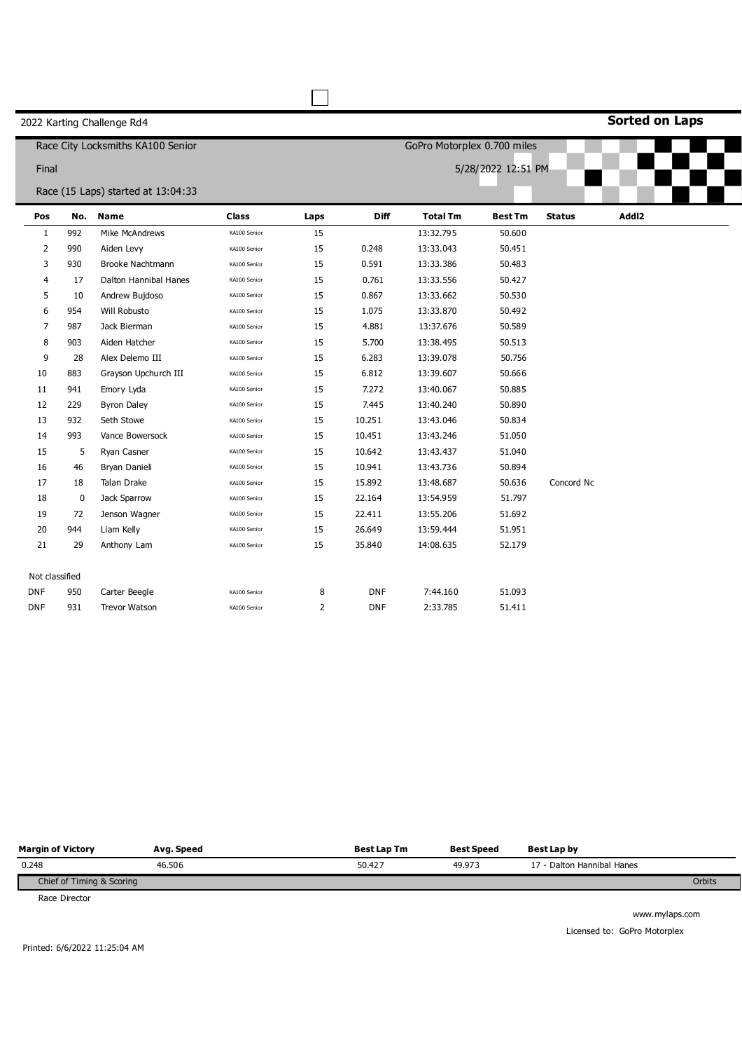2022 Karting Challenge Rd4

**Sorted on Laps**

Race City Locksmiths KA100 Senior

GoPro Motorplex 0.700 miles

Final

5/28/2022 12:51 PM

Race (15 Laps) started at 13:04:33

| Pos | No. | Name | Class | Laps | Diff | Total Tm | Best Tm | Status | Addl2 |
|---|---|---|---|---|---|---|---|---|---|
| 1 | 992 | Mike McAndrews | KA100 Senior | 15 | | 13:32.795 | 50.600 | | |
| 2 | 990 | Aiden Levy | KA100 Senior | 15 | 0.248 | 13:33.043 | 50.451 | | |
| 3 | 930 | Brooke Nachtmann | KA100 Senior | 15 | 0.591 | 13:33.386 | 50.483 | | |
| 4 | 17 | Dalton Hannibal Hanes | KA100 Senior | 15 | 0.761 | 13:33.556 | 50.427 | | |
| 5 | 10 | Andrew Bujdoso | KA100 Senior | 15 | 0.867 | 13:33.662 | 50.530 | | |
| 6 | 954 | Will Robusto | KA100 Senior | 15 | 1.075 | 13:33.870 | 50.492 | | |
| 7 | 987 | Jack Bierman | KA100 Senior | 15 | 4.881 | 13:37.676 | 50.589 | | |
| 8 | 903 | Aiden Hatcher | KA100 Senior | 15 | 5.700 | 13:38.495 | 50.513 | | |
| 9 | 28 | Alex Delemo III | KA100 Senior | 15 | 6.283 | 13:39.078 | 50.756 | | |
| 10 | 883 | Grayson Upchurch III | KA100 Senior | 15 | 6.812 | 13:39.607 | 50.666 | | |
| 11 | 941 | Emory Lyda | KA100 Senior | 15 | 7.272 | 13:40.067 | 50.885 | | |
| 12 | 229 | Byron Daley | KA100 Senior | 15 | 7.445 | 13:40.240 | 50.890 | | |
| 13 | 932 | Seth Stowe | KA100 Senior | 15 | 10.251 | 13:43.046 | 50.834 | | |
| 14 | 993 | Vance Bowersock | KA100 Senior | 15 | 10.451 | 13:43.246 | 51.050 | | |
| 15 | 5 | Ryan Casner | KA100 Senior | 15 | 10.642 | 13:43.437 | 51.040 | | |
| 16 | 46 | Bryan Danieli | KA100 Senior | 15 | 10.941 | 13:43.736 | 50.894 | | |
| 17 | 18 | Talan Drake | KA100 Senior | 15 | 15.892 | 13:48.687 | 50.636 | Concord Nc | |
| 18 | 0 | Jack Sparrow | KA100 Senior | 15 | 22.164 | 13:54.959 | 51.797 | | |
| 19 | 72 | Jenson Wagner | KA100 Senior | 15 | 22.411 | 13:55.206 | 51.692 | | |
| 20 | 944 | Liam Kelly | KA100 Senior | 15 | 26.649 | 13:59.444 | 51.951 | | |
| 21 | 29 | Anthony Lam | KA100 Senior | 15 | 35.840 | 14:08.635 | 52.179 | | |
| Not classified | | | | | | | | | |
| DNF | 950 | Carter Beegle | KA100 Senior | 8 | DNF | 7:44.160 | 51.093 | | |
| DNF | 931 | Trevor Watson | KA100 Senior | 2 | DNF | 2:33.785 | 51.411 | | |

| Margin of Victory | Avg. Speed | Best Lap Tm | Best Speed | Best Lap by |
|---|---|---|---|---|
| 0.248 | 46.506 | 50.427 | 49.973 | 17 - Dalton Hannibal Hanes |

Chief of Timing & Scoring

Orbits

Race Director

www.mylaps.com

Licensed to: GoPro Motorplex

Printed: 6/6/2022 11:25:04 AM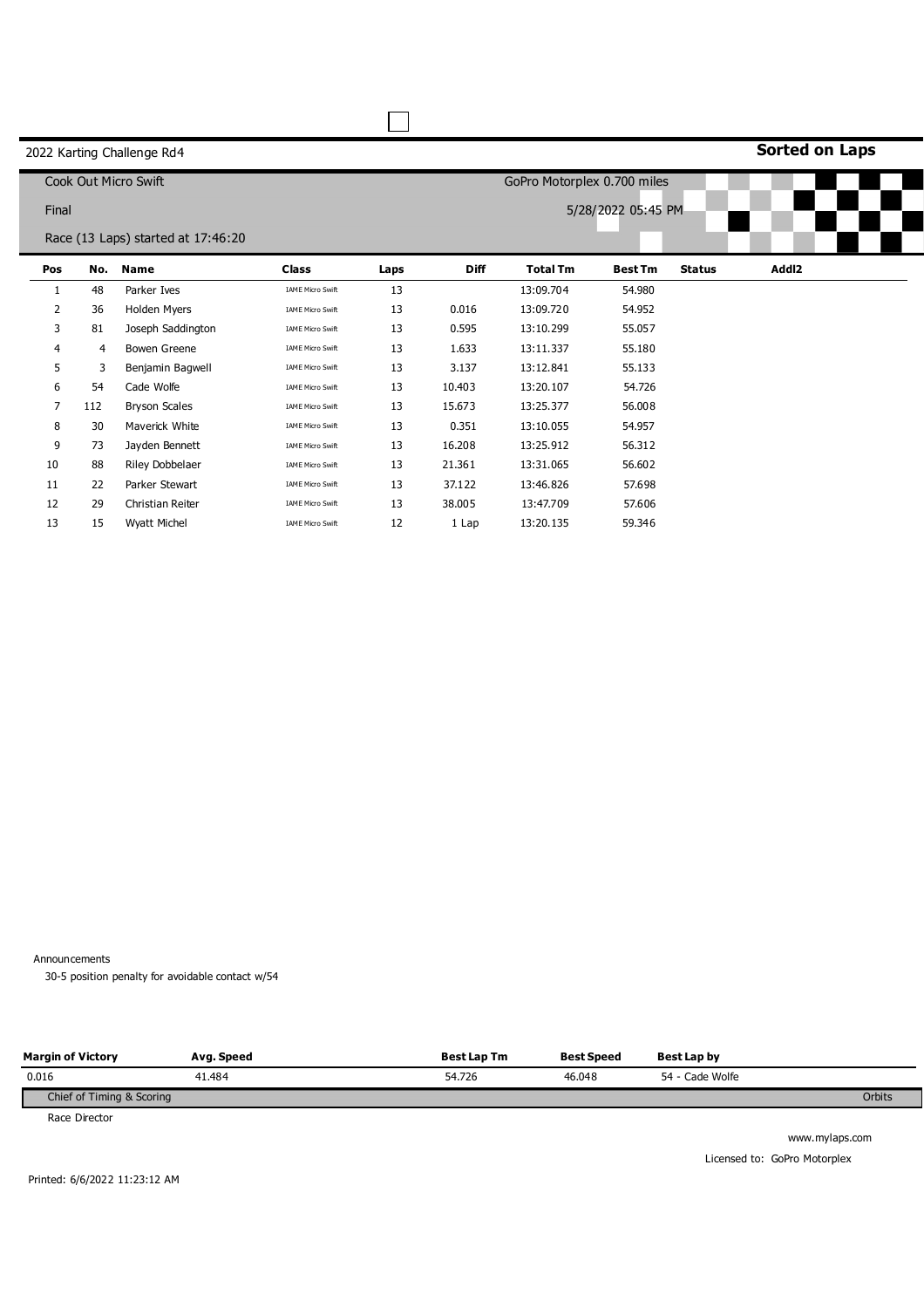2022 Karting Challenge Rd4

**Sorted on Laps**

Cook Out Micro Swift

GoPro Motorplex 0.700 miles

Final

5/28/2022 05:45 PM

Race (13 Laps) started at 17:46:20

| Pos | No. | Name | Class | Laps | Diff | Total Tm | Best Tm | Status | Addl2 |
|---|---|---|---|---|---|---|---|---|---|
| 1 | 48 | Parker Ives | IAME Micro Swift | 13 | | 13:09.704 | 54.980 | | |
| 2 | 36 | Holden Myers | IAME Micro Swift | 13 | 0.016 | 13:09.720 | 54.952 | | |
| 3 | 81 | Joseph Saddington | IAME Micro Swift | 13 | 0.595 | 13:10.299 | 55.057 | | |
| 4 | 4 | Bowen Greene | IAME Micro Swift | 13 | 1.633 | 13:11.337 | 55.180 | | |
| 5 | 3 | Benjamin Bagwell | IAME Micro Swift | 13 | 3.137 | 13:12.841 | 55.133 | | |
| 6 | 54 | Cade Wolfe | IAME Micro Swift | 13 | 10.403 | 13:20.107 | 54.726 | | |
| 7 | 112 | Bryson Scales | IAME Micro Swift | 13 | 15.673 | 13:25.377 | 56.008 | | |
| 8 | 30 | Maverick White | IAME Micro Swift | 13 | 0.351 | 13:10.055 | 54.957 | | |
| 9 | 73 | Jayden Bennett | IAME Micro Swift | 13 | 16.208 | 13:25.912 | 56.312 | | |
| 10 | 88 | Riley Dobbelaer | IAME Micro Swift | 13 | 21.361 | 13:31.065 | 56.602 | | |
| 11 | 22 | Parker Stewart | IAME Micro Swift | 13 | 37.122 | 13:46.826 | 57.698 | | |
| 12 | 29 | Christian Reiter | IAME Micro Swift | 13 | 38.005 | 13:47.709 | 57.606 | | |
| 13 | 15 | Wyatt Michel | IAME Micro Swift | 12 | 1 Lap | 13:20.135 | 59.346 | | |

Announcements

30-5 position penalty for avoidable contact w/54

| Margin of Victory | Avg. Speed | Best Lap Tm | Best Speed | Best Lap by |
|---|---|---|---|---|
| 0.016 | 41.484 | 54.726 | 46.048 | 54 - Cade Wolfe |

Chief of Timing & Scoring

Orbits

Race Director

www.mylaps.com

Licensed to: GoPro Motorplex

Printed: 6/6/2022 11:23:12 AM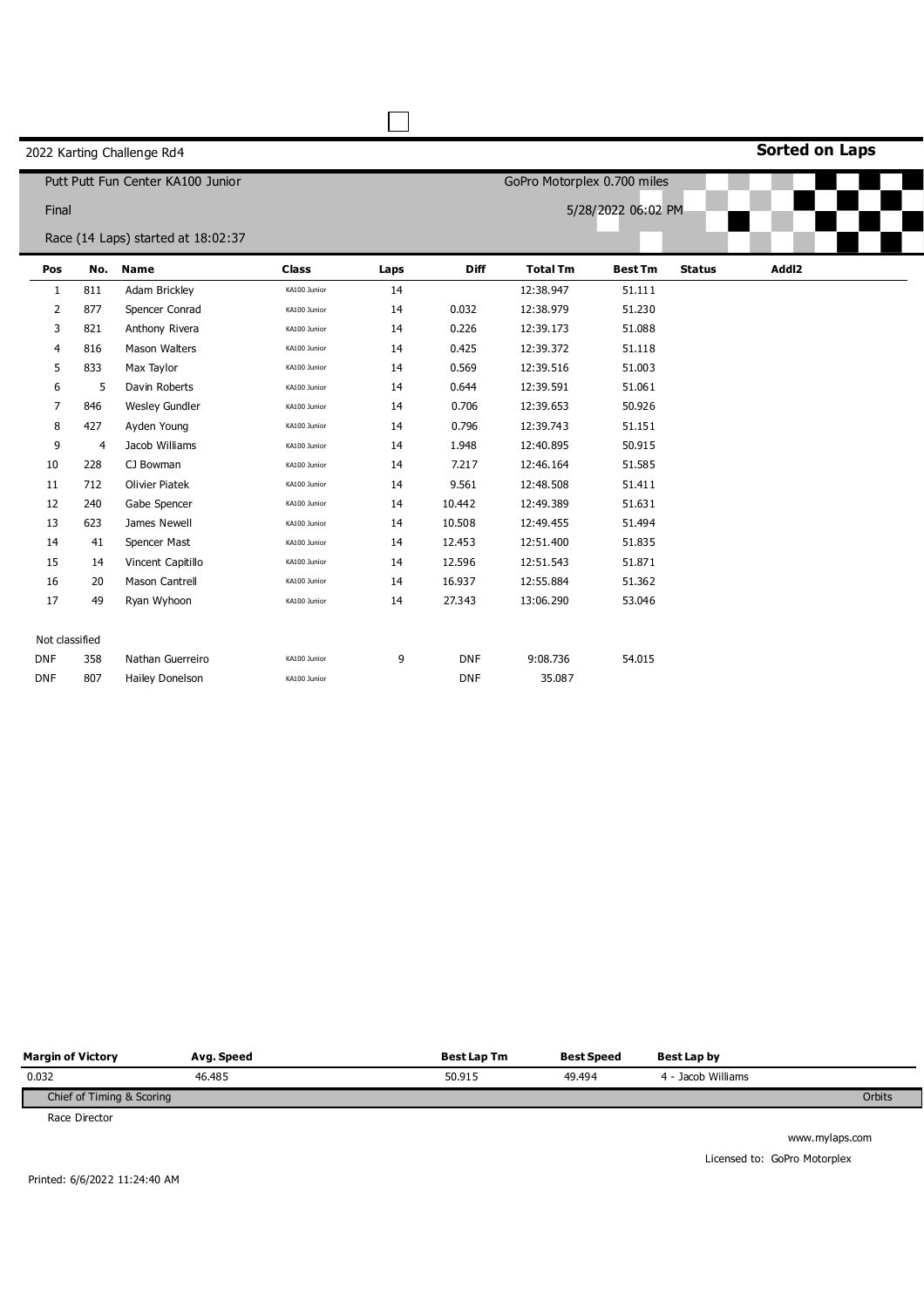2022 Karting Challenge Rd4

**Sorted on Laps**

Putt Putt Fun Center KA100 Junior

GoPro Motorplex 0.700 miles

Final

5/28/2022 06:02 PM

Race (14 Laps) started at 18:02:37

| Pos | No. | Name | Class | Laps | Diff | Total Tm | Best Tm | Status | Addl2 |
|---|---|---|---|---|---|---|---|---|---|
| 1 | 811 | Adam Brickley | KA100 Junior | 14 | | 12:38.947 | 51.111 | | |
| 2 | 877 | Spencer Conrad | KA100 Junior | 14 | 0.032 | 12:38.979 | 51.230 | | |
| 3 | 821 | Anthony Rivera | KA100 Junior | 14 | 0.226 | 12:39.173 | 51.088 | | |
| 4 | 816 | Mason Walters | KA100 Junior | 14 | 0.425 | 12:39.372 | 51.118 | | |
| 5 | 833 | Max Taylor | KA100 Junior | 14 | 0.569 | 12:39.516 | 51.003 | | |
| 6 | 5 | Davin Roberts | KA100 Junior | 14 | 0.644 | 12:39.591 | 51.061 | | |
| 7 | 846 | Wesley Gundler | KA100 Junior | 14 | 0.706 | 12:39.653 | 50.926 | | |
| 8 | 427 | Ayden Young | KA100 Junior | 14 | 0.796 | 12:39.743 | 51.151 | | |
| 9 | 4 | Jacob Williams | KA100 Junior | 14 | 1.948 | 12:40.895 | 50.915 | | |
| 10 | 228 | CJ Bowman | KA100 Junior | 14 | 7.217 | 12:46.164 | 51.585 | | |
| 11 | 712 | Olivier Piatek | KA100 Junior | 14 | 9.561 | 12:48.508 | 51.411 | | |
| 12 | 240 | Gabe Spencer | KA100 Junior | 14 | 10.442 | 12:49.389 | 51.631 | | |
| 13 | 623 | James Newell | KA100 Junior | 14 | 10.508 | 12:49.455 | 51.494 | | |
| 14 | 41 | Spencer Mast | KA100 Junior | 14 | 12.453 | 12:51.400 | 51.835 | | |
| 15 | 14 | Vincent Capitillo | KA100 Junior | 14 | 12.596 | 12:51.543 | 51.871 | | |
| 16 | 20 | Mason Cantrell | KA100 Junior | 14 | 16.937 | 12:55.884 | 51.362 | | |
| 17 | 49 | Ryan Wyhoon | KA100 Junior | 14 | 27.343 | 13:06.290 | 53.046 | | |
| Not classified | | | | | | | | | |
| DNF | 358 | Nathan Guerreiro | KA100 Junior | 9 | DNF | 9:08.736 | 54.015 | | |
| DNF | 807 | Hailey Donelson | KA100 Junior | | DNF | 35.087 | | | |

| Margin of Victory | Avg. Speed | Best Lap Tm | Best Speed | Best Lap by |
|---|---|---|---|---|
| 0.032 | 46.485 | 50.915 | 49.494 | 4 - Jacob Williams |

Chief of Timing & Scoring

Orbits

Race Director

www.mylaps.com

Licensed to: GoPro Motorplex

Printed: 6/6/2022 11:24:40 AM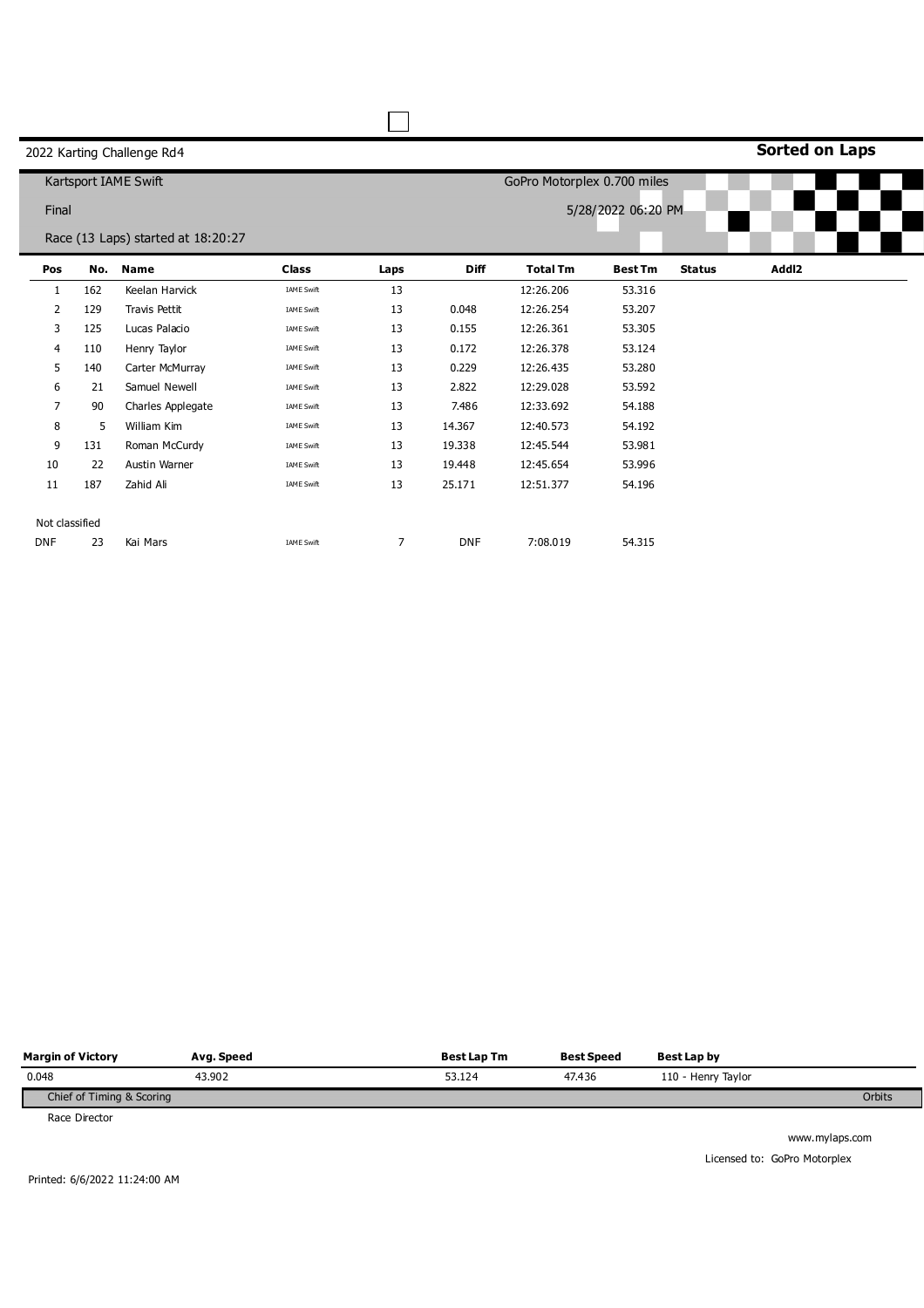2022 Karting Challenge Rd4

**Sorted on Laps**

Kartsport IAME Swift

GoPro Motorplex 0.700 miles

Final

5/28/2022 06:20 PM

Race (13 Laps) started at 18:20:27

| Pos | No. | Name | Class | Laps | Diff | Total Tm | Best Tm | Status | Addl2 |
|---|---|---|---|---|---|---|---|---|---|
| 1 | 162 | Keelan Harvick | IAME Swift | 13 | | 12:26.206 | 53.316 | | |
| 2 | 129 | Travis Pettit | IAME Swift | 13 | 0.048 | 12:26.254 | 53.207 | | |
| 3 | 125 | Lucas Palacio | IAME Swift | 13 | 0.155 | 12:26.361 | 53.305 | | |
| 4 | 110 | Henry Taylor | IAME Swift | 13 | 0.172 | 12:26.378 | 53.124 | | |
| 5 | 140 | Carter McMurray | IAME Swift | 13 | 0.229 | 12:26.435 | 53.280 | | |
| 6 | 21 | Samuel Newell | IAME Swift | 13 | 2.822 | 12:29.028 | 53.592 | | |
| 7 | 90 | Charles Applegate | IAME Swift | 13 | 7.486 | 12:33.692 | 54.188 | | |
| 8 | 5 | William Kim | IAME Swift | 13 | 14.367 | 12:40.573 | 54.192 | | |
| 9 | 131 | Roman McCurdy | IAME Swift | 13 | 19.338 | 12:45.544 | 53.981 | | |
| 10 | 22 | Austin Warner | IAME Swift | 13 | 19.448 | 12:45.654 | 53.996 | | |
| 11 | 187 | Zahid Ali | IAME Swift | 13 | 25.171 | 12:51.377 | 54.196 | | |
| Not classified | | | | | | | | | |
| DNF | 23 | Kai Mars | IAME Swift | 7 | DNF | 7:08.019 | 54.315 | | |

| Margin of Victory | Avg. Speed | Best Lap Tm | Best Speed | Best Lap by |
|---|---|---|---|---|
| 0.048 | 43.902 | 53.124 | 47.436 | 110 - Henry Taylor |

Chief of Timing & Scoring

Orbits

Race Director

www.mylaps.com

Licensed to: GoPro Motorplex

Printed: 6/6/2022 11:24:00 AM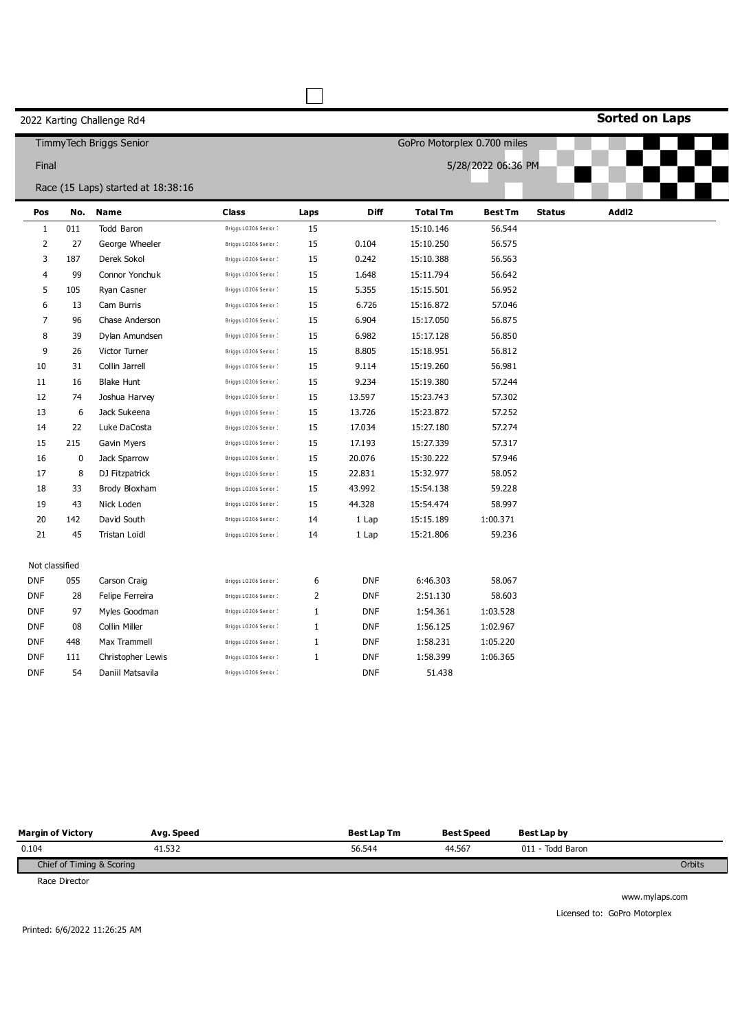2022 Karting Challenge Rd4

**Sorted on Laps**

TimmyTech Briggs Senior

GoPro Motorplex 0.700 miles

Final

5/28/2022 06:36 PM

Race (15 Laps) started at 18:38:16

| Pos | No. | Name | Class | Laps | Diff | Total Tm | Best Tm | Status | Addl2 |
|---|---|---|---|---|---|---|---|---|---|
| 1 | 011 | Todd Baron | Briggs LO206 Senior | 15 | | 15:10.146 | 56.544 | | |
| 2 | 27 | George Wheeler | Briggs LO206 Senior | 15 | 0.104 | 15:10.250 | 56.575 | | |
| 3 | 187 | Derek Sokol | Briggs LO206 Senior | 15 | 0.242 | 15:10.388 | 56.563 | | |
| 4 | 99 | Connor Yonchuk | Briggs LO206 Senior | 15 | 1.648 | 15:11.794 | 56.642 | | |
| 5 | 105 | Ryan Casner | Briggs LO206 Senior | 15 | 5.355 | 15:15.501 | 56.952 | | |
| 6 | 13 | Cam Burris | Briggs LO206 Senior | 15 | 6.726 | 15:16.872 | 57.046 | | |
| 7 | 96 | Chase Anderson | Briggs LO206 Senior | 15 | 6.904 | 15:17.050 | 56.875 | | |
| 8 | 39 | Dylan Amundsen | Briggs LO206 Senior | 15 | 6.982 | 15:17.128 | 56.850 | | |
| 9 | 26 | Victor Turner | Briggs LO206 Senior | 15 | 8.805 | 15:18.951 | 56.812 | | |
| 10 | 31 | Collin Jarrell | Briggs LO206 Senior | 15 | 9.114 | 15:19.260 | 56.981 | | |
| 11 | 16 | Blake Hunt | Briggs LO206 Senior | 15 | 9.234 | 15:19.380 | 57.244 | | |
| 12 | 74 | Joshua Harvey | Briggs LO206 Senior | 15 | 13.597 | 15:23.743 | 57.302 | | |
| 13 | 6 | Jack Sukeena | Briggs LO206 Senior | 15 | 13.726 | 15:23.872 | 57.252 | | |
| 14 | 22 | Luke DaCosta | Briggs LO206 Senior | 15 | 17.034 | 15:27.180 | 57.274 | | |
| 15 | 215 | Gavin Myers | Briggs LO206 Senior | 15 | 17.193 | 15:27.339 | 57.317 | | |
| 16 | 0 | Jack Sparrow | Briggs LO206 Senior | 15 | 20.076 | 15:30.222 | 57.946 | | |
| 17 | 8 | DJ Fitzpatrick | Briggs LO206 Senior | 15 | 22.831 | 15:32.977 | 58.052 | | |
| 18 | 33 | Brody Bloxham | Briggs LO206 Senior | 15 | 43.992 | 15:54.138 | 59.228 | | |
| 19 | 43 | Nick Loden | Briggs LO206 Senior | 15 | 44.328 | 15:54.474 | 58.997 | | |
| 20 | 142 | David South | Briggs LO206 Senior | 14 | 1 Lap | 15:15.189 | 1:00.371 | | |
| 21 | 45 | Tristan Loidl | Briggs LO206 Senior | 14 | 1 Lap | 15:21.806 | 59.236 | | |
| Not classified | | | | | | | | | |
| DNF | 055 | Carson Craig | Briggs LO206 Senior | 6 | DNF | 6:46.303 | 58.067 | | |
| DNF | 28 | Felipe Ferreira | Briggs LO206 Senior | 2 | DNF | 2:51.130 | 58.603 | | |
| DNF | 97 | Myles Goodman | Briggs LO206 Senior | 1 | DNF | 1:54.361 | 1:03.528 | | |
| DNF | 08 | Collin Miller | Briggs LO206 Senior | 1 | DNF | 1:56.125 | 1:02.967 | | |
| DNF | 448 | Max Trammell | Briggs LO206 Senior | 1 | DNF | 1:58.231 | 1:05.220 | | |
| DNF | 111 | Christopher Lewis | Briggs LO206 Senior | 1 | DNF | 1:58.399 | 1:06.365 | | |
| DNF | 54 | Daniil Matsavila | Briggs LO206 Senior | | DNF | 51.438 | | | |

| Margin of Victory | Avg. Speed | Best Lap Tm | Best Speed | Best Lap by |
|---|---|---|---|---|
| 0.104 | 41.532 | 56.544 | 44.567 | 011 - Todd Baron |

Chief of Timing & Scoring

Orbits

Race Director

www.mylaps.com

Licensed to: GoPro Motorplex

Printed: 6/6/2022 11:26:25 AM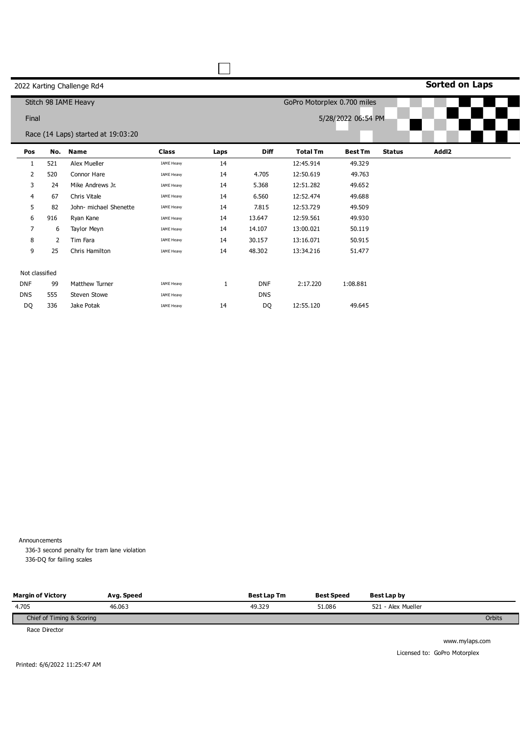2022 Karting Challenge Rd4

**Sorted on Laps**

Stitch 98 IAME Heavy

GoPro Motorplex 0.700 miles

Final

5/28/2022 06:54 PM

Race (14 Laps) started at 19:03:20

| Pos | No. | Name | Class | Laps | Diff | Total Tm | Best Tm | Status | Addl2 |
|---|---|---|---|---|---|---|---|---|---|
| 1 | 521 | Alex Mueller | IAME Heavy | 14 | | 12:45.914 | 49.329 | | |
| 2 | 520 | Connor Hare | IAME Heavy | 14 | 4.705 | 12:50.619 | 49.763 | | |
| 3 | 24 | Mike Andrews Jr. | IAME Heavy | 14 | 5.368 | 12:51.282 | 49.652 | | |
| 4 | 67 | Chris Vitale | IAME Heavy | 14 | 6.560 | 12:52.474 | 49.688 | | |
| 5 | 82 | John- michael Shenette | IAME Heavy | 14 | 7.815 | 12:53.729 | 49.509 | | |
| 6 | 916 | Ryan Kane | IAME Heavy | 14 | 13.647 | 12:59.561 | 49.930 | | |
| 7 | 6 | Taylor Meyn | IAME Heavy | 14 | 14.107 | 13:00.021 | 50.119 | | |
| 8 | 2 | Tim Fara | IAME Heavy | 14 | 30.157 | 13:16.071 | 50.915 | | |
| 9 | 25 | Chris Hamilton | IAME Heavy | 14 | 48.302 | 13:34.216 | 51.477 | | |
| Not classified | | | | | | | | | |
| DNF | 99 | Matthew Turner | IAME Heavy | 1 | DNF | 2:17.220 | 1:08.881 | | |
| DNS | 555 | Steven Stowe | IAME Heavy | | DNS | | | | |
| DQ | 336 | Jake Potak | IAME Heavy | 14 | DQ | 12:55.120 | 49.645 | | |

Announcements

336-3 second penalty for tram lane violation

336-DQ for failing scales

| Margin of Victory | Avg. Speed | Best Lap Tm | Best Speed | Best Lap by |
|---|---|---|---|---|
| 4.705 | 46.063 | 49.329 | 51.086 | 521 - Alex Mueller |

Chief of Timing & Scoring

Orbits

Race Director

www.mylaps.com

Licensed to: GoPro Motorplex

Printed: 6/6/2022 11:25:47 AM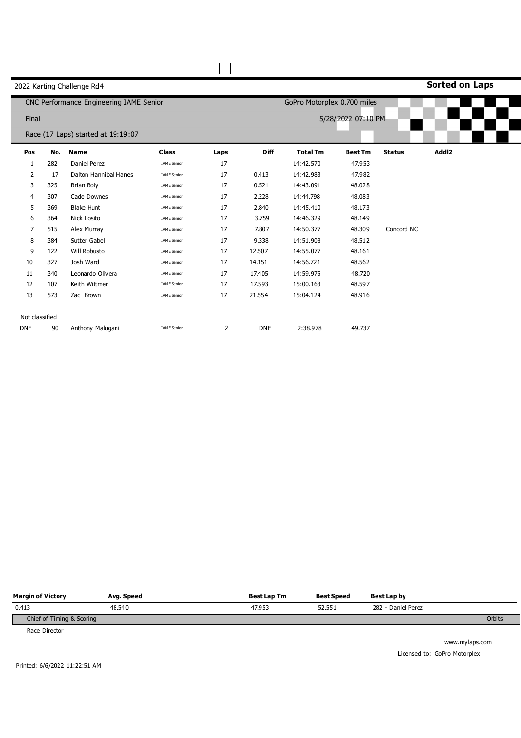2022 Karting Challenge Rd4

**Sorted on Laps**

CNC Performance Engineering IAME Senior

GoPro Motorplex 0.700 miles

Final

5/28/2022 07:10 PM

Race (17 Laps) started at 19:19:07

| Pos | No. | Name | Class | Laps | Diff | Total Tm | Best Tm | Status | Addl2 |
|---|---|---|---|---|---|---|---|---|---|
| 1 | 282 | Daniel Perez | IAME Senior | 17 | | 14:42.570 | 47.953 | | |
| 2 | 17 | Dalton Hannibal Hanes | IAME Senior | 17 | 0.413 | 14:42.983 | 47.982 | | |
| 3 | 325 | Brian Boly | IAME Senior | 17 | 0.521 | 14:43.091 | 48.028 | | |
| 4 | 307 | Cade Downes | IAME Senior | 17 | 2.228 | 14:44.798 | 48.083 | | |
| 5 | 369 | Blake Hunt | IAME Senior | 17 | 2.840 | 14:45.410 | 48.173 | | |
| 6 | 364 | Nick Losito | IAME Senior | 17 | 3.759 | 14:46.329 | 48.149 | | |
| 7 | 515 | Alex Murray | IAME Senior | 17 | 7.807 | 14:50.377 | 48.309 | Concord NC | |
| 8 | 384 | Sutter Gabel | IAME Senior | 17 | 9.338 | 14:51.908 | 48.512 | | |
| 9 | 122 | Will Robusto | IAME Senior | 17 | 12.507 | 14:55.077 | 48.161 | | |
| 10 | 327 | Josh Ward | IAME Senior | 17 | 14.151 | 14:56.721 | 48.562 | | |
| 11 | 340 | Leonardo Olivera | IAME Senior | 17 | 17.405 | 14:59.975 | 48.720 | | |
| 12 | 107 | Keith Wittmer | IAME Senior | 17 | 17.593 | 15:00.163 | 48.597 | | |
| 13 | 573 | Zac Brown | IAME Senior | 17 | 21.554 | 15:04.124 | 48.916 | | |
| Not classified | | | | | | | | | |
| DNF | 90 | Anthony Malugani | IAME Senior | 2 | DNF | 2:38.978 | 49.737 | | |

| Margin of Victory | Avg. Speed | Best Lap Tm | Best Speed | Best Lap by |
|---|---|---|---|---|
| 0.413 | 48.540 | 47.953 | 52.551 | 282 - Daniel Perez |

Chief of Timing & Scoring

Orbits

Race Director

www.mylaps.com

Licensed to: GoPro Motorplex

Printed: 6/6/2022 11:22:51 AM